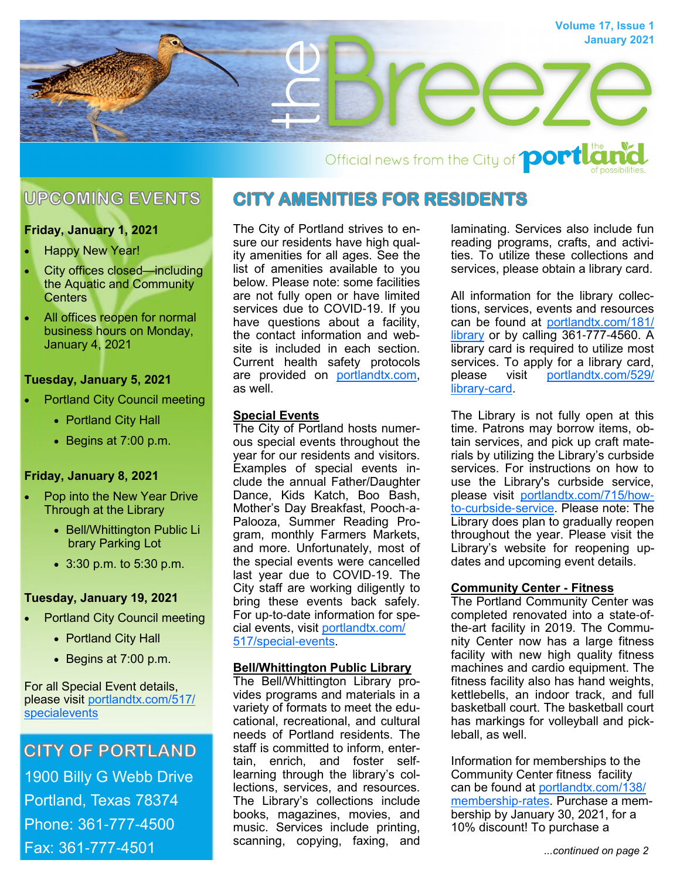# the Breeze

Volume 17, Issue 1
January 2021

Official news from the City of portland — the portland of possibilities.

## UPCOMING EVENTS

**Friday, January 1, 2021**

- Happy New Year!
- City offices closed—including the Aquatic and Community Centers
- All offices reopen for normal business hours on Monday, January 4, 2021

**Tuesday, January 5, 2021**

- Portland City Council meeting
  - Portland City Hall
  - Begins at 7:00 p.m.

**Friday, January 8, 2021**

- Pop into the New Year Drive Through at the Library
  - Bell/Whittington Public Library Parking Lot
  - 3:30 p.m. to 5:30 p.m.

**Tuesday, January 19, 2021**

- Portland City Council meeting
  - Portland City Hall
  - Begins at 7:00 p.m.

For all Special Event details, please visit portlandtx.com/517/specialevents

## CITY OF PORTLAND

1900 Billy G Webb Drive
Portland, Texas 78374
Phone: 361-777-4500
Fax: 361-777-4501

## CITY AMENITIES FOR RESIDENTS

The City of Portland strives to ensure our residents have high quality amenities for all ages. See the list of amenities available to you below. Please note: some facilities are not fully open or have limited services due to COVID-19. If you have questions about a facility, the contact information and website is included in each section. Current health safety protocols are provided on portlandtx.com, as well.

**Special Events**
The City of Portland hosts numerous special events throughout the year for our residents and visitors. Examples of special events include the annual Father/Daughter Dance, Kids Katch, Boo Bash, Mother's Day Breakfast, Pooch-a-Palooza, Summer Reading Program, monthly Farmers Markets, and more. Unfortunately, most of the special events were cancelled last year due to COVID-19. The City staff are working diligently to bring these events back safely. For up-to-date information for special events, visit portlandtx.com/517/special-events.

**Bell/Whittington Public Library**
The Bell/Whittington Library provides programs and materials in a variety of formats to meet the educational, recreational, and cultural needs of Portland residents. The staff is committed to inform, entertain, enrich, and foster self-learning through the library's collections, services, and resources. The Library's collections include books, magazines, movies, and music. Services include printing, scanning, copying, faxing, and laminating. Services also include fun reading programs, crafts, and activities. To utilize these collections and services, please obtain a library card.

All information for the library collections, services, events and resources can be found at portlandtx.com/181/library or by calling 361-777-4560. A library card is required to utilize most services. To apply for a library card, please visit portlandtx.com/529/library-card.

The Library is not fully open at this time. Patrons may borrow items, obtain services, and pick up craft materials by utilizing the Library's curbside services. For instructions on how to use the Library's curbside service, please visit portlandtx.com/715/how-to-curbside-service. Please note: The Library does plan to gradually reopen throughout the year. Please visit the Library's website for reopening updates and upcoming event details.

**Community Center - Fitness**
The Portland Community Center was completed renovated into a state-of-the-art facility in 2019. The Community Center now has a large fitness facility with new high quality fitness machines and cardio equipment. The fitness facility also has hand weights, kettlebells, an indoor track, and full basketball court. The basketball court has markings for volleyball and pickleball, as well.

Information for memberships to the Community Center fitness facility can be found at portlandtx.com/138/membership-rates. Purchase a membership by January 30, 2021, for a 10% discount! To purchase a

*...continued on page 2*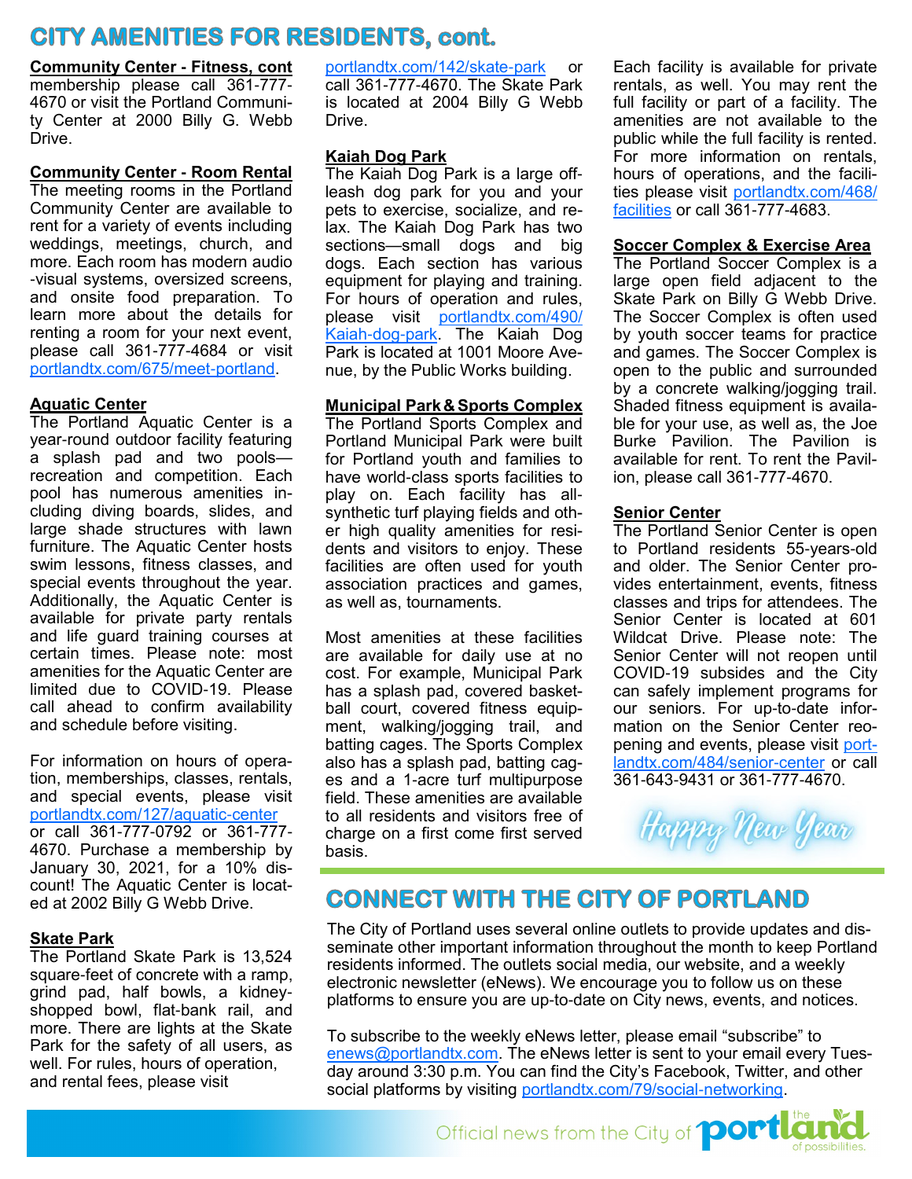# CITY AMENITIES FOR RESIDENTS, cont.

**Community Center - Fitness, cont**

membership please call 361-777-4670 or visit the Portland Community Center at 2000 Billy G. Webb Drive.

**Community Center - Room Rental**

The meeting rooms in the Portland Community Center are available to rent for a variety of events including weddings, meetings, church, and more. Each room has modern audio-visual systems, oversized screens, and onsite food preparation. To learn more about the details for renting a room for your next event, please call 361-777-4684 or visit portlandtx.com/675/meet-portland.

**Aquatic Center**

The Portland Aquatic Center is a year-round outdoor facility featuring a splash pad and two pools—recreation and competition. Each pool has numerous amenities including diving boards, slides, and large shade structures with lawn furniture. The Aquatic Center hosts swim lessons, fitness classes, and special events throughout the year. Additionally, the Aquatic Center is available for private party rentals and life guard training courses at certain times. Please note: most amenities for the Aquatic Center are limited due to COVID-19. Please call ahead to confirm availability and schedule before visiting.

For information on hours of operation, memberships, classes, rentals, and special events, please visit portlandtx.com/127/aquatic-center or call 361-777-0792 or 361-777-4670. Purchase a membership by January 30, 2021, for a 10% discount! The Aquatic Center is located at 2002 Billy G Webb Drive.

**Skate Park**

The Portland Skate Park is 13,524 square-feet of concrete with a ramp, grind pad, half bowls, a kidney-shopped bowl, flat-bank rail, and more. There are lights at the Skate Park for the safety of all users, as well. For rules, hours of operation, and rental fees, please visit portlandtx.com/142/skate-park or call 361-777-4670. The Skate Park is located at 2004 Billy G Webb Drive.

**Kaiah Dog Park**

The Kaiah Dog Park is a large off-leash dog park for you and your pets to exercise, socialize, and relax. The Kaiah Dog Park has two sections—small dogs and big dogs. Each section has various equipment for playing and training. For hours of operation and rules, please visit portlandtx.com/490/Kaiah-dog-park. The Kaiah Dog Park is located at 1001 Moore Avenue, by the Public Works building.

**Municipal Park & Sports Complex**

The Portland Sports Complex and Portland Municipal Park were built for Portland youth and families to have world-class sports facilities to play on. Each facility has all-synthetic turf playing fields and other high quality amenities for residents and visitors to enjoy. These facilities are often used for youth association practices and games, as well as, tournaments.

Most amenities at these facilities are available for daily use at no cost. For example, Municipal Park has a splash pad, covered basketball court, covered fitness equipment, walking/jogging trail, and batting cages. The Sports Complex also has a splash pad, batting cages and a 1-acre turf multipurpose field. These amenities are available to all residents and visitors free of charge on a first come first served basis.

Each facility is available for private rentals, as well. You may rent the full facility or part of a facility. The amenities are not available to the public while the full facility is rented. For more information on rentals, hours of operations, and the facilities please visit portlandtx.com/468/facilities or call 361-777-4683.

**Soccer Complex & Exercise Area**

The Portland Soccer Complex is a large open field adjacent to the Skate Park on Billy G Webb Drive. The Soccer Complex is often used by youth soccer teams for practice and games. The Soccer Complex is open to the public and surrounded by a concrete walking/jogging trail. Shaded fitness equipment is available for your use, as well as, the Joe Burke Pavilion. The Pavilion is available for rent. To rent the Pavilion, please call 361-777-4670.

**Senior Center**

The Portland Senior Center is open to Portland residents 55-years-old and older. The Senior Center provides entertainment, events, fitness classes and trips for attendees. The Senior Center is located at 601 Wildcat Drive. Please note: The Senior Center will not reopen until COVID-19 subsides and the City can safely implement programs for our seniors. For up-to-date information on the Senior Center reopening and events, please visit portlandtx.com/484/senior-center or call 361-643-9431 or 361-777-4670.

Happy New Year

# CONNECT WITH THE CITY OF PORTLAND

The City of Portland uses several online outlets to provide updates and disseminate other important information throughout the month to keep Portland residents informed. The outlets social media, our website, and a weekly electronic newsletter (eNews). We encourage you to follow us on these platforms to ensure you are up-to-date on City news, events, and notices.

To subscribe to the weekly eNews letter, please email "subscribe" to enews@portlandtx.com. The eNews letter is sent to your email every Tuesday around 3:30 p.m. You can find the City's Facebook, Twitter, and other social platforms by visiting portlandtx.com/79/social-networking.